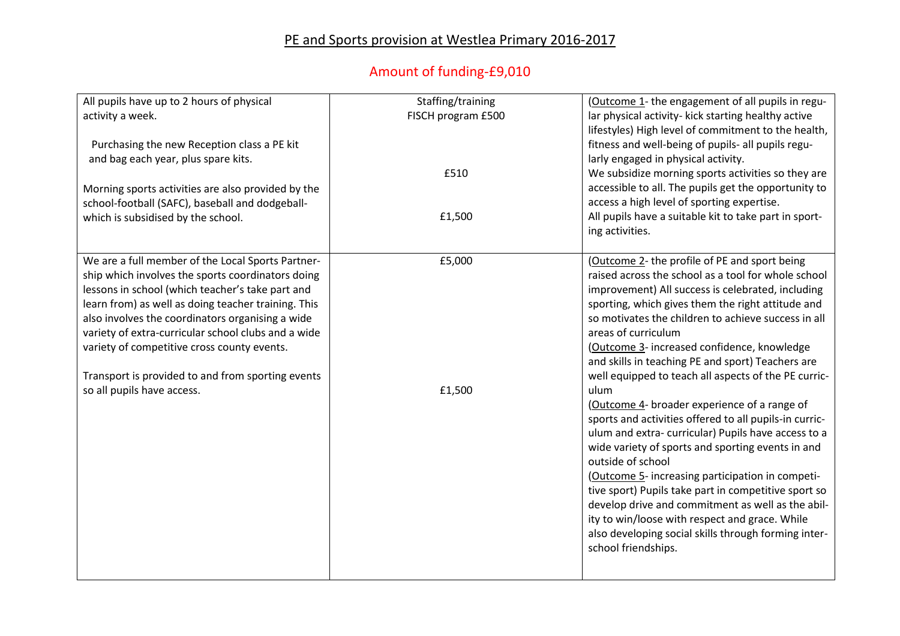# PE and Sports provision at Westlea Primary 2016-2017

## Amount of funding-£9,010

| | | |
|---|---|---|
| All pupils have up to 2 hours of physical activity a week.<br><br>Purchasing the new Reception class a PE kit and bag each year, plus spare kits.<br><br>Morning sports activities are also provided by the school-football (SAFC), baseball and dodgeball-which is subsidised by the school. | Staffing/training<br>FISCH program £500<br><br>£510<br><br>£1,500 | (Outcome 1- the engagement of all pupils in regular physical activity- kick starting healthy active lifestyles) High level of commitment to the health, fitness and well-being of pupils- all pupils regularly engaged in physical activity.<br>We subsidize morning sports activities so they are accessible to all. The pupils get the opportunity to access a high level of sporting expertise.<br>All pupils have a suitable kit to take part in sporting activities. |
| We are a full member of the Local Sports Partnership which involves the sports coordinators doing lessons in school (which teacher's take part and learn from) as well as doing teacher training. This also involves the coordinators organising a wide variety of extra-curricular school clubs and a wide variety of competitive cross county events.<br><br>Transport is provided to and from sporting events so all pupils have access. | £5,000<br><br>£1,500 | (Outcome 2- the profile of PE and sport being raised across the school as a tool for whole school improvement) All success is celebrated, including sporting, which gives them the right attitude and so motivates the children to achieve success in all areas of curriculum<br>(Outcome 3- increased confidence, knowledge and skills in teaching PE and sport) Teachers are well equipped to teach all aspects of the PE curriculum<br>(Outcome 4- broader experience of a range of sports and activities offered to all pupils-in curriculum and extra- curricular) Pupils have access to a wide variety of sports and sporting events in and outside of school<br>(Outcome 5- increasing participation in competitive sport) Pupils take part in competitive sport so develop drive and commitment as well as the ability to win/loose with respect and grace. While also developing social skills through forming inter-school friendships. |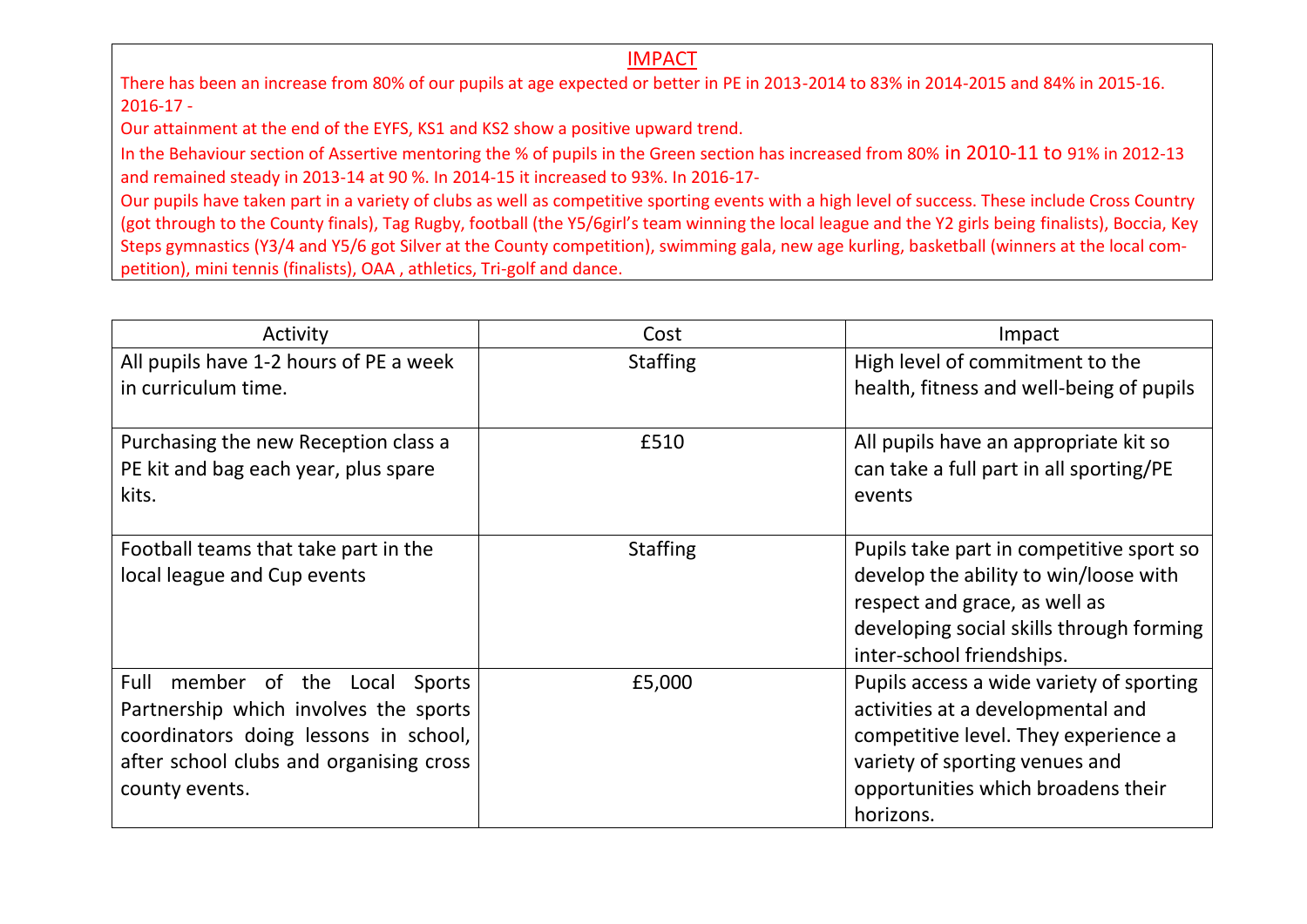## IMPACT

There has been an increase from 80% of our pupils at age expected or better in PE in 2013-2014 to 83% in 2014-2015 and 84% in 2015-16. 2016-17 -

Our attainment at the end of the EYFS, KS1 and KS2 show a positive upward trend.

In the Behaviour section of Assertive mentoring the % of pupils in the Green section has increased from 80% in 2010-11 to 91% in 2012-13 and remained steady in 2013-14 at 90 %. In 2014-15 it increased to 93%. In 2016-17-

Our pupils have taken part in a variety of clubs as well as competitive sporting events with a high level of success. These include Cross Country (got through to the County finals), Tag Rugby, football (the Y5/6girl's team winning the local league and the Y2 girls being finalists), Boccia, Key Steps gymnastics (Y3/4 and Y5/6 got Silver at the County competition), swimming gala, new age kurling, basketball (winners at the local competition), mini tennis (finalists), OAA , athletics, Tri-golf and dance.

| Activity | Cost | Impact |
|---|---|---|
| All pupils have 1-2 hours of PE a week in curriculum time. | Staffing | High level of commitment to the health, fitness and well-being of pupils |
| Purchasing the new Reception class a PE kit and bag each year, plus spare kits. | £510 | All pupils have an appropriate kit so can take a full part in all sporting/PE events |
| Football teams that take part in the local league and Cup events | Staffing | Pupils take part in competitive sport so develop the ability to win/loose with respect and grace, as well as developing social skills through forming inter-school friendships. |
| Full member of the Local Sports Partnership which involves the sports coordinators doing lessons in school, after school clubs and organising cross county events. | £5,000 | Pupils access a wide variety of sporting activities at a developmental and competitive level. They experience a variety of sporting venues and opportunities which broadens their horizons. |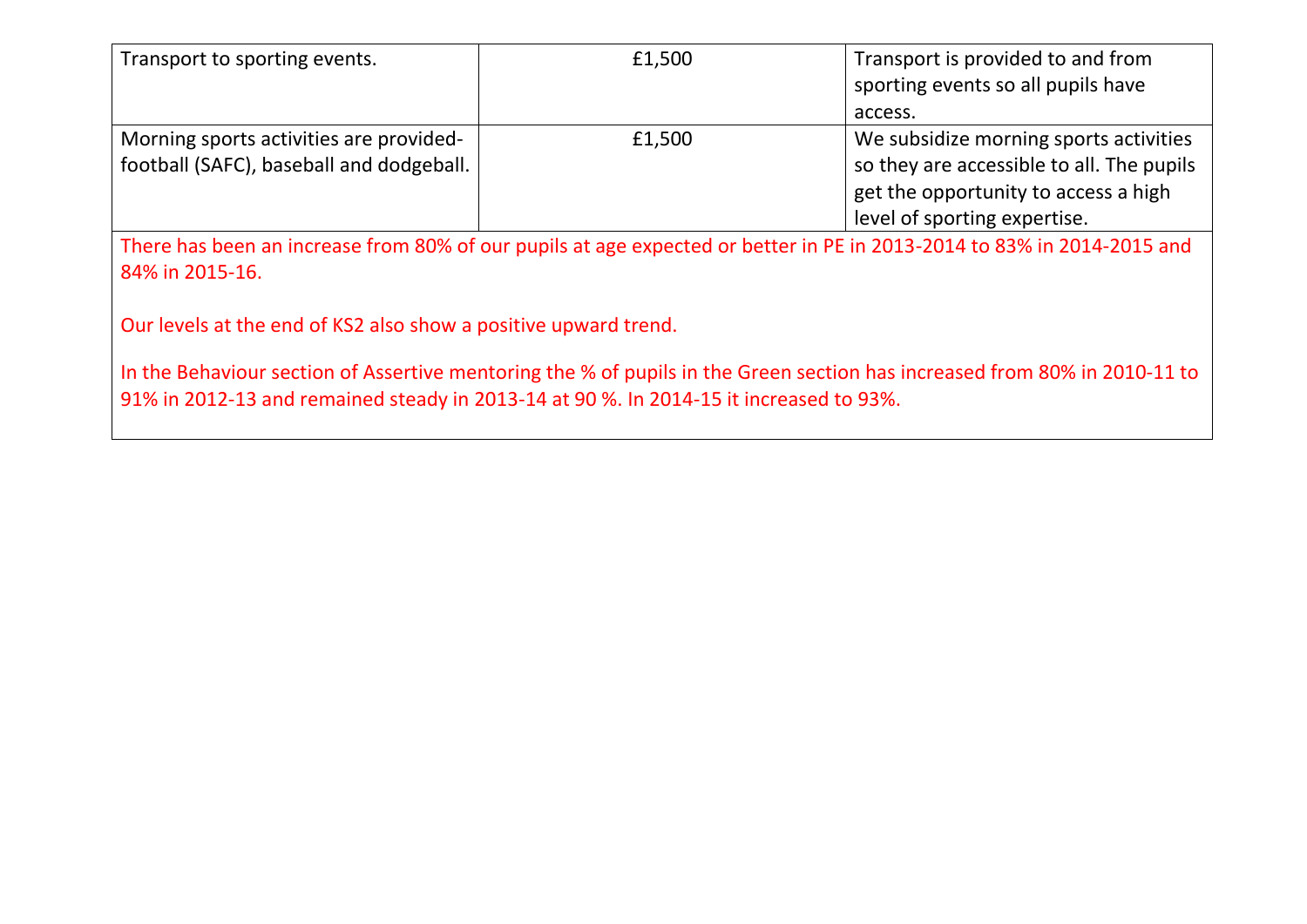| | | |
|---|---|---|
| Transport to sporting events. | £1,500 | Transport is provided to and from sporting events so all pupils have access. |
| Morning sports activities are provided- football (SAFC), baseball and dodgeball. | £1,500 | We subsidize morning sports activities so they are accessible to all. The pupils get the opportunity to access a high level of sporting expertise. |

There has been an increase from 80% of our pupils at age expected or better in PE in 2013-2014 to 83% in 2014-2015 and 84% in 2015-16.

Our levels at the end of KS2 also show a positive upward trend.

In the Behaviour section of Assertive mentoring the % of pupils in the Green section has increased from 80% in 2010-11 to 91% in 2012-13 and remained steady in 2013-14 at 90 %. In 2014-15 it increased to 93%.